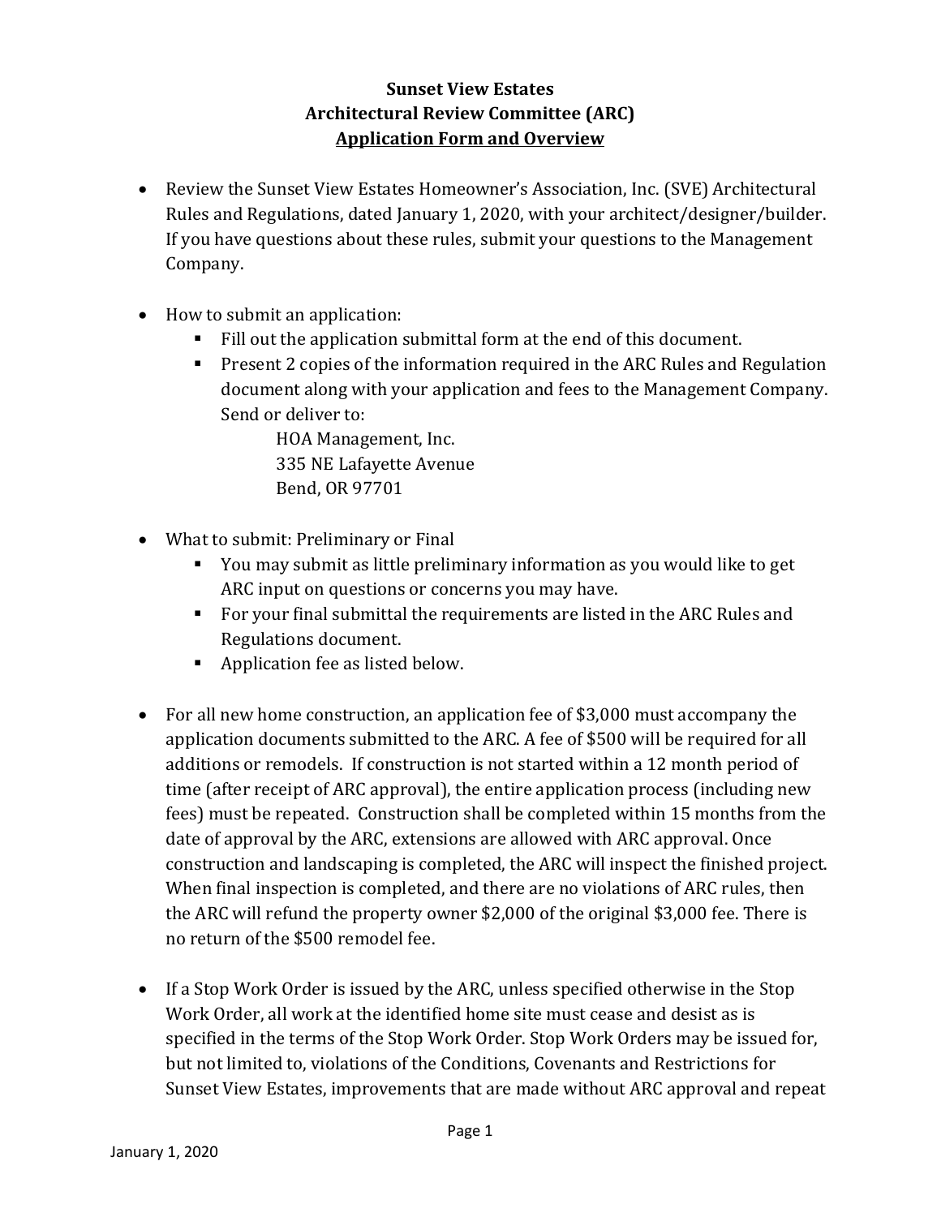# Sunset View Estates
## Architectural Review Committee (ARC)
## Application Form and Overview

- Review the Sunset View Estates Homeowner's Association, Inc. (SVE) Architectural Rules and Regulations, dated January 1, 2020, with your architect/designer/builder. If you have questions about these rules, submit your questions to the Management Company.

- How to submit an application:
  - Fill out the application submittal form at the end of this document.
  - Present 2 copies of the information required in the ARC Rules and Regulation document along with your application and fees to the Management Company. Send or deliver to:

    HOA Management, Inc.
    335 NE Lafayette Avenue
    Bend, OR 97701

- What to submit: Preliminary or Final
  - You may submit as little preliminary information as you would like to get ARC input on questions or concerns you may have.
  - For your final submittal the requirements are listed in the ARC Rules and Regulations document.
  - Application fee as listed below.

- For all new home construction, an application fee of $3,000 must accompany the application documents submitted to the ARC. A fee of $500 will be required for all additions or remodels. If construction is not started within a 12 month period of time (after receipt of ARC approval), the entire application process (including new fees) must be repeated. Construction shall be completed within 15 months from the date of approval by the ARC, extensions are allowed with ARC approval. Once construction and landscaping is completed, the ARC will inspect the finished project. When final inspection is completed, and there are no violations of ARC rules, then the ARC will refund the property owner $2,000 of the original $3,000 fee. There is no return of the $500 remodel fee.

- If a Stop Work Order is issued by the ARC, unless specified otherwise in the Stop Work Order, all work at the identified home site must cease and desist as is specified in the terms of the Stop Work Order. Stop Work Orders may be issued for, but not limited to, violations of the Conditions, Covenants and Restrictions for Sunset View Estates, improvements that are made without ARC approval and repeat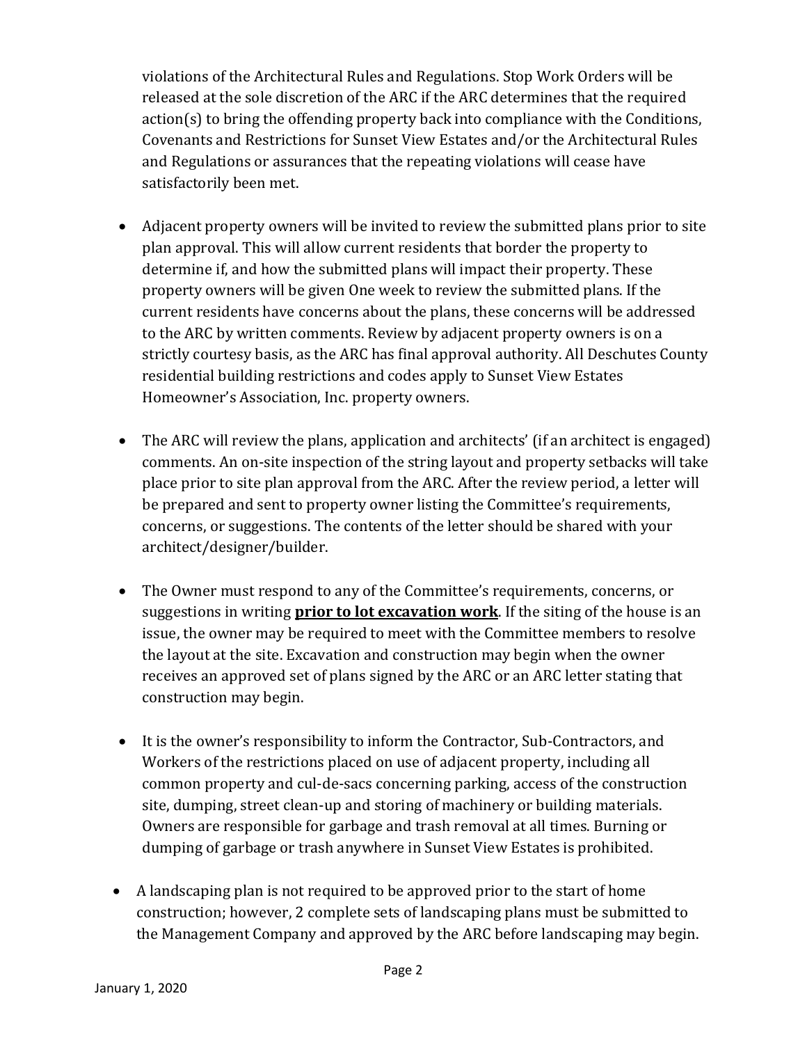violations of the Architectural Rules and Regulations. Stop Work Orders will be released at the sole discretion of the ARC if the ARC determines that the required action(s) to bring the offending property back into compliance with the Conditions, Covenants and Restrictions for Sunset View Estates and/or the Architectural Rules and Regulations or assurances that the repeating violations will cease have satisfactorily been met.

- Adjacent property owners will be invited to review the submitted plans prior to site plan approval. This will allow current residents that border the property to determine if, and how the submitted plans will impact their property. These property owners will be given One week to review the submitted plans. If the current residents have concerns about the plans, these concerns will be addressed to the ARC by written comments. Review by adjacent property owners is on a strictly courtesy basis, as the ARC has final approval authority. All Deschutes County residential building restrictions and codes apply to Sunset View Estates Homeowner's Association, Inc. property owners.

- The ARC will review the plans, application and architects' (if an architect is engaged) comments. An on-site inspection of the string layout and property setbacks will take place prior to site plan approval from the ARC. After the review period, a letter will be prepared and sent to property owner listing the Committee's requirements, concerns, or suggestions. The contents of the letter should be shared with your architect/designer/builder.

- The Owner must respond to any of the Committee's requirements, concerns, or suggestions in writing **<u>prior to lot excavation work</u>**. If the siting of the house is an issue, the owner may be required to meet with the Committee members to resolve the layout at the site. Excavation and construction may begin when the owner receives an approved set of plans signed by the ARC or an ARC letter stating that construction may begin.

- It is the owner's responsibility to inform the Contractor, Sub-Contractors, and Workers of the restrictions placed on use of adjacent property, including all common property and cul-de-sacs concerning parking, access of the construction site, dumping, street clean-up and storing of machinery or building materials. Owners are responsible for garbage and trash removal at all times. Burning or dumping of garbage or trash anywhere in Sunset View Estates is prohibited.

- A landscaping plan is not required to be approved prior to the start of home construction; however, 2 complete sets of landscaping plans must be submitted to the Management Company and approved by the ARC before landscaping may begin.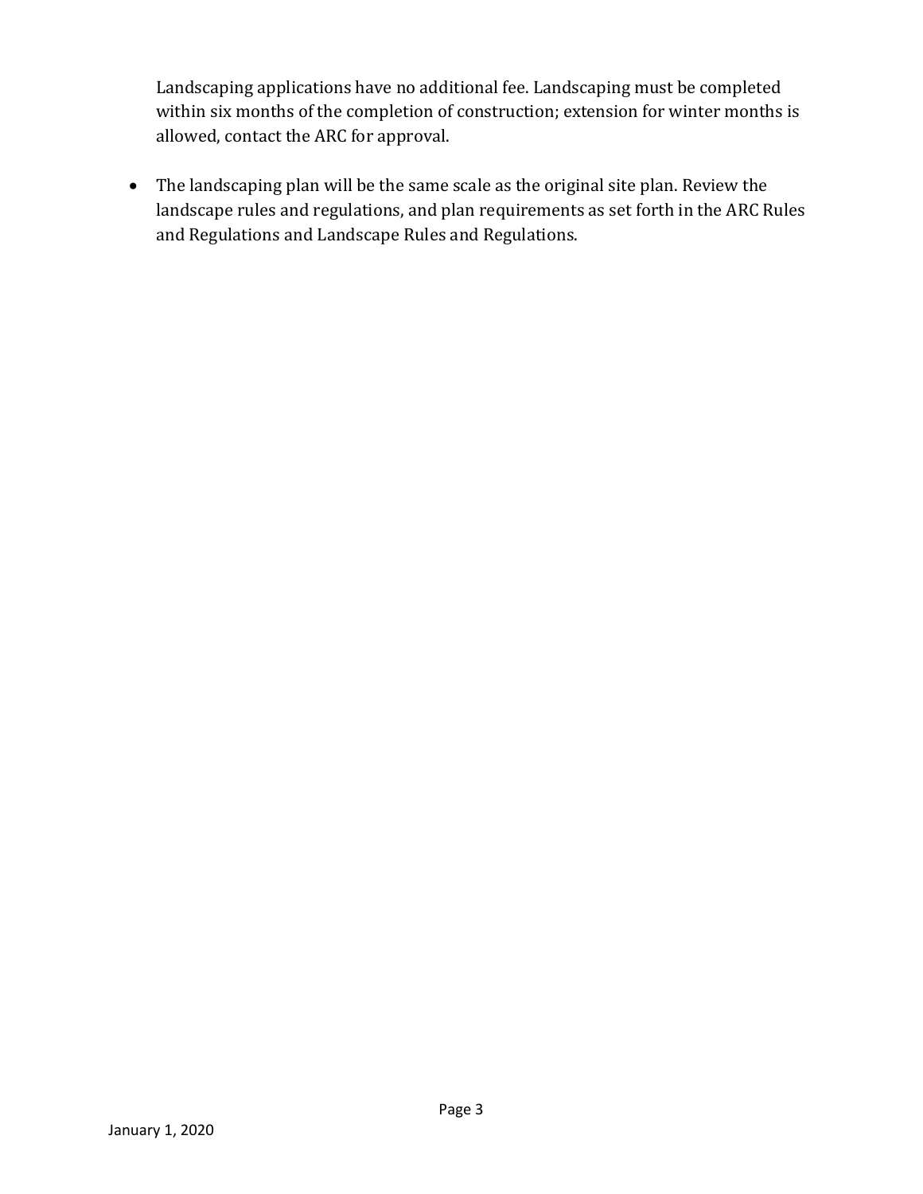Landscaping applications have no additional fee. Landscaping must be completed within six months of the completion of construction; extension for winter months is allowed, contact the ARC for approval.

- The landscaping plan will be the same scale as the original site plan. Review the landscape rules and regulations, and plan requirements as set forth in the ARC Rules and Regulations and Landscape Rules and Regulations.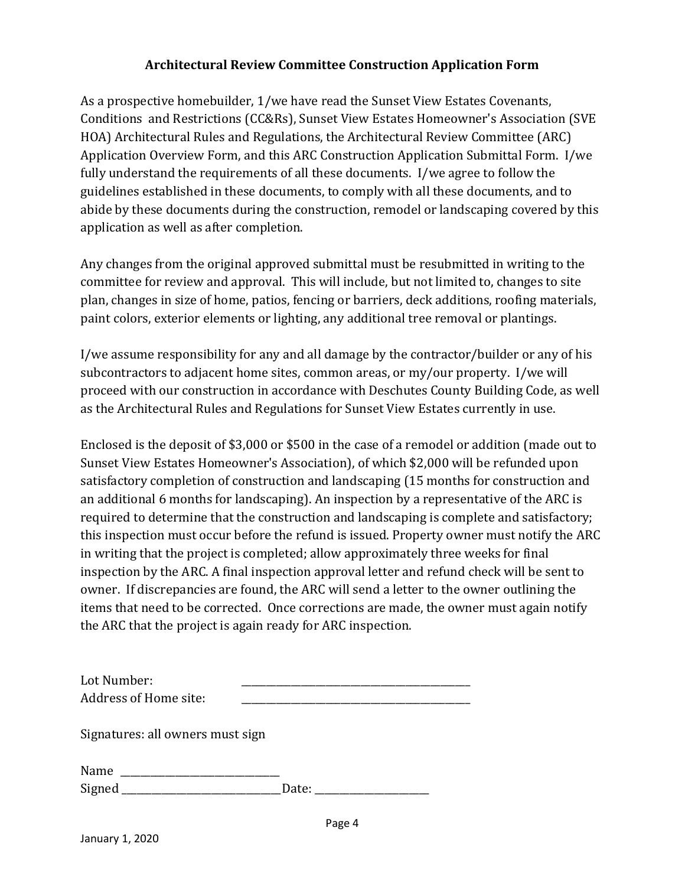**Architectural Review Committee Construction Application Form**

As a prospective homebuilder, 1/we have read the Sunset View Estates Covenants, Conditions and Restrictions (CC&Rs), Sunset View Estates Homeowner's Association (SVE HOA) Architectural Rules and Regulations, the Architectural Review Committee (ARC) Application Overview Form, and this ARC Construction Application Submittal Form. I/we fully understand the requirements of all these documents. I/we agree to follow the guidelines established in these documents, to comply with all these documents, and to abide by these documents during the construction, remodel or landscaping covered by this application as well as after completion.

Any changes from the original approved submittal must be resubmitted in writing to the committee for review and approval. This will include, but not limited to, changes to site plan, changes in size of home, patios, fencing or barriers, deck additions, roofing materials, paint colors, exterior elements or lighting, any additional tree removal or plantings.

I/we assume responsibility for any and all damage by the contractor/builder or any of his subcontractors to adjacent home sites, common areas, or my/our property. I/we will proceed with our construction in accordance with Deschutes County Building Code, as well as the Architectural Rules and Regulations for Sunset View Estates currently in use.

Enclosed is the deposit of $3,000 or $500 in the case of a remodel or addition (made out to Sunset View Estates Homeowner's Association), of which $2,000 will be refunded upon satisfactory completion of construction and landscaping (15 months for construction and an additional 6 months for landscaping). An inspection by a representative of the ARC is required to determine that the construction and landscaping is complete and satisfactory; this inspection must occur before the refund is issued. Property owner must notify the ARC in writing that the project is completed; allow approximately three weeks for final inspection by the ARC. A final inspection approval letter and refund check will be sent to owner. If discrepancies are found, the ARC will send a letter to the owner outlining the items that need to be corrected. Once corrections are made, the owner must again notify the ARC that the project is again ready for ARC inspection.

Lot Number: ____________________________________________
Address of Home site: ____________________________________________

Signatures: all owners must sign

Name ______________________________
Signed ______________________________ Date: ______________________

January 1, 2020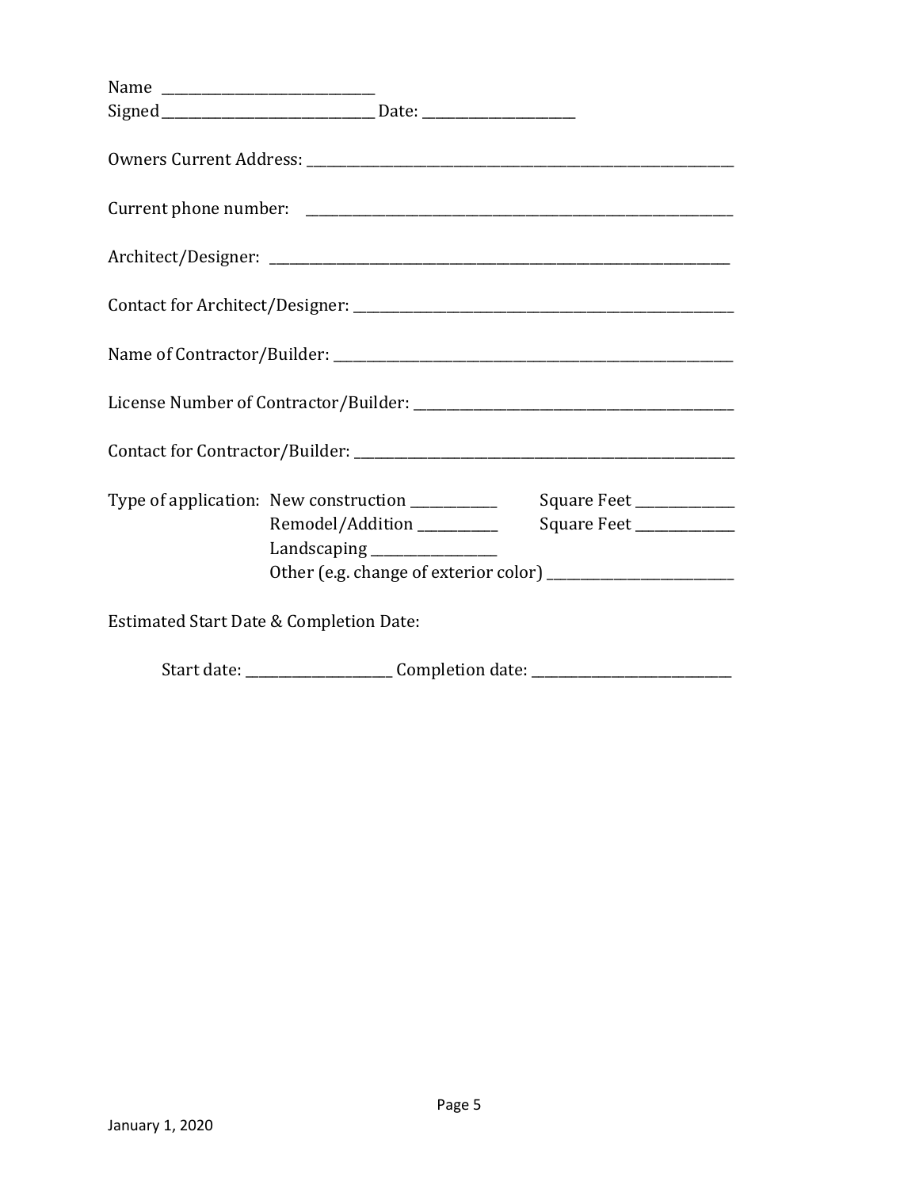Name ______________________________
Signed______________________________ Date: ______________________

Owners Current Address: ___________________________________________________________________

Current phone number: ___________________________________________________________________

Architect/Designer: ___________________________________________________________________

Contact for Architect/Designer: ____________________________________________________________

Name of Contractor/Builder: ______________________________________________________________

License Number of Contractor/Builder: _________________________________________________

Contact for Contractor/Builder: ____________________________________________________________

Type of application: New construction ____________ Square Feet ______________
Remodel/Addition ___________ Square Feet ______________
Landscaping _________________
Other (e.g. change of exterior color) ___________________________

Estimated Start Date & Completion Date:

Start date: _____________________ Completion date: _____________________________

January 1, 2020